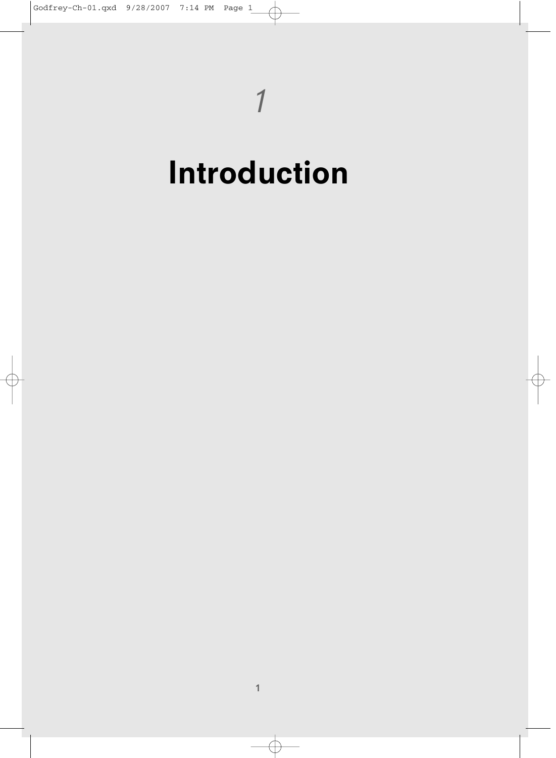# 1

# Introduction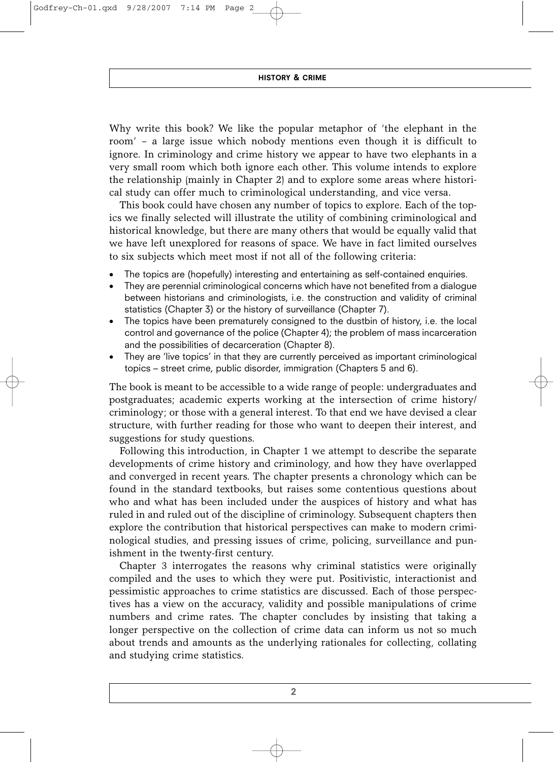Why write this book? We like the popular metaphor of 'the elephant in the room' – a large issue which nobody mentions even though it is difficult to ignore. In criminology and crime history we appear to have two elephants in a very small room which both ignore each other. This volume intends to explore the relationship (mainly in Chapter 2) and to explore some areas where historical study can offer much to criminological understanding, and vice versa.

This book could have chosen any number of topics to explore. Each of the topics we finally selected will illustrate the utility of combining criminological and historical knowledge, but there are many others that would be equally valid that we have left unexplored for reasons of space. We have in fact limited ourselves to six subjects which meet most if not all of the following criteria:

- The topics are (hopefully) interesting and entertaining as self-contained enquiries.
- They are perennial criminological concerns which have not benefited from a dialogue between historians and criminologists, i.e. the construction and validity of criminal statistics (Chapter 3) or the history of surveillance (Chapter 7).
- The topics have been prematurely consigned to the dustbin of history, i.e. the local control and governance of the police (Chapter 4); the problem of mass incarceration and the possibilities of decarceration (Chapter 8).
- They are 'live topics' in that they are currently perceived as important criminological topics – street crime, public disorder, immigration (Chapters 5 and 6).

The book is meant to be accessible to a wide range of people: undergraduates and postgraduates; academic experts working at the intersection of crime history/criminology; or those with a general interest. To that end we have devised a clear structure, with further reading for those who want to deepen their interest, and suggestions for study questions.

Following this introduction, in Chapter 1 we attempt to describe the separate developments of crime history and criminology, and how they have overlapped and converged in recent years. The chapter presents a chronology which can be found in the standard textbooks, but raises some contentious questions about who and what has been included under the auspices of history and what has ruled in and ruled out of the discipline of criminology. Subsequent chapters then explore the contribution that historical perspectives can make to modern criminological studies, and pressing issues of crime, policing, surveillance and punishment in the twenty-first century.

Chapter 3 interrogates the reasons why criminal statistics were originally compiled and the uses to which they were put. Positivistic, interactionist and pessimistic approaches to crime statistics are discussed. Each of those perspectives has a view on the accuracy, validity and possible manipulations of crime numbers and crime rates. The chapter concludes by insisting that taking a longer perspective on the collection of crime data can inform us not so much about trends and amounts as the underlying rationales for collecting, collating and studying crime statistics.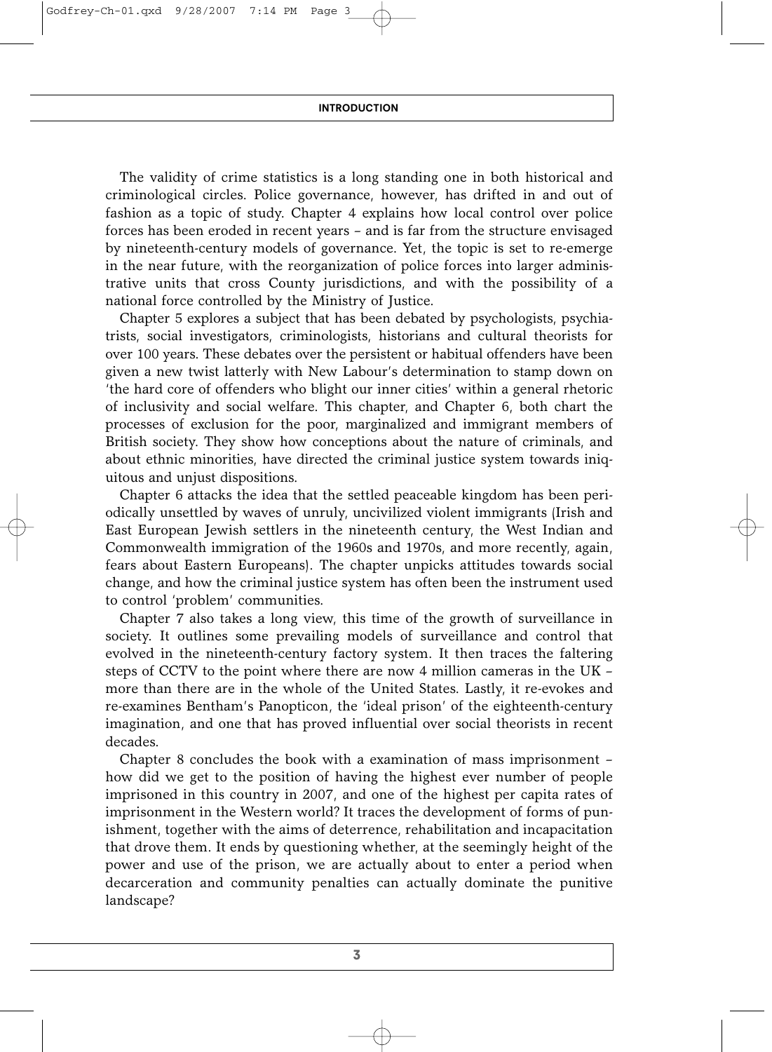The validity of crime statistics is a long standing one in both historical and criminological circles. Police governance, however, has drifted in and out of fashion as a topic of study. Chapter 4 explains how local control over police forces has been eroded in recent years – and is far from the structure envisaged by nineteenth-century models of governance. Yet, the topic is set to re-emerge in the near future, with the reorganization of police forces into larger administrative units that cross County jurisdictions, and with the possibility of a national force controlled by the Ministry of Justice.

Chapter 5 explores a subject that has been debated by psychologists, psychiatrists, social investigators, criminologists, historians and cultural theorists for over 100 years. These debates over the persistent or habitual offenders have been given a new twist latterly with New Labour's determination to stamp down on 'the hard core of offenders who blight our inner cities' within a general rhetoric of inclusivity and social welfare. This chapter, and Chapter 6, both chart the processes of exclusion for the poor, marginalized and immigrant members of British society. They show how conceptions about the nature of criminals, and about ethnic minorities, have directed the criminal justice system towards iniquitous and unjust dispositions.

Chapter 6 attacks the idea that the settled peaceable kingdom has been periodically unsettled by waves of unruly, uncivilized violent immigrants (Irish and East European Jewish settlers in the nineteenth century, the West Indian and Commonwealth immigration of the 1960s and 1970s, and more recently, again, fears about Eastern Europeans). The chapter unpicks attitudes towards social change, and how the criminal justice system has often been the instrument used to control 'problem' communities.

Chapter 7 also takes a long view, this time of the growth of surveillance in society. It outlines some prevailing models of surveillance and control that evolved in the nineteenth-century factory system. It then traces the faltering steps of CCTV to the point where there are now 4 million cameras in the UK – more than there are in the whole of the United States. Lastly, it re-evokes and re-examines Bentham's Panopticon, the 'ideal prison' of the eighteenth-century imagination, and one that has proved influential over social theorists in recent decades.

Chapter 8 concludes the book with a examination of mass imprisonment – how did we get to the position of having the highest ever number of people imprisoned in this country in 2007, and one of the highest per capita rates of imprisonment in the Western world? It traces the development of forms of punishment, together with the aims of deterrence, rehabilitation and incapacitation that drove them. It ends by questioning whether, at the seemingly height of the power and use of the prison, we are actually about to enter a period when decarceration and community penalties can actually dominate the punitive landscape?